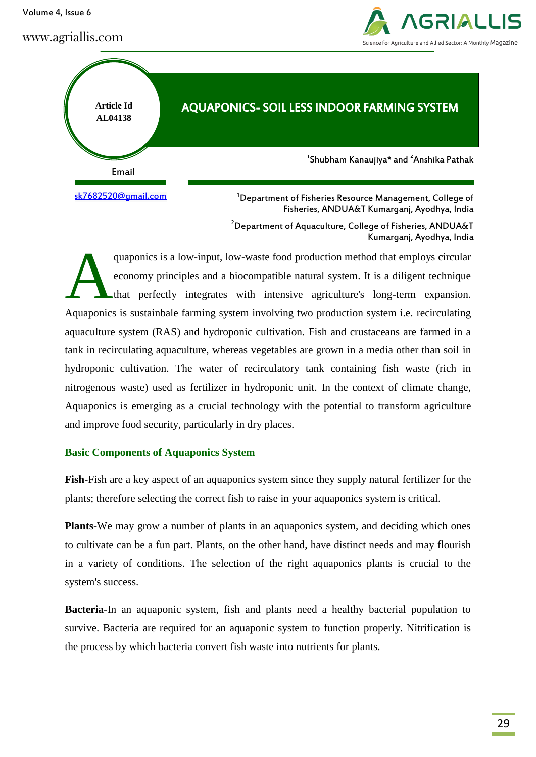Article Id AL04138

# AQUAPONICS- SOIL LESS INDOOR FARMING SYSTEM

[1]Shubham Kanaujiya* and [2]Anshika Pathak

Email

sk7682520@gmail.com

[1]Department of Fisheries Resource Management, College of Fisheries, ANDUA&T Kumarganj, Ayodhya, India

[2]Department of Aquaculture, College of Fisheries, ANDUA&T Kumarganj, Ayodhya, India

Aquaponics is a low-input, low-waste food production method that employs circular economy principles and a biocompatible natural system. It is a diligent technique that perfectly integrates with intensive agriculture's long-term expansion. Aquaponics is sustainbale farming system involving two production system i.e. recirculating aquaculture system (RAS) and hydroponic cultivation. Fish and crustaceans are farmed in a tank in recirculating aquaculture, whereas vegetables are grown in a media other than soil in hydroponic cultivation. The water of recirculatory tank containing fish waste (rich in nitrogenous waste) used as fertilizer in hydroponic unit. In the context of climate change, Aquaponics is emerging as a crucial technology with the potential to transform agriculture and improve food security, particularly in dry places.

## Basic Components of Aquaponics System

**Fish**-Fish are a key aspect of an aquaponics system since they supply natural fertilizer for the plants; therefore selecting the correct fish to raise in your aquaponics system is critical.

**Plants**-We may grow a number of plants in an aquaponics system, and deciding which ones to cultivate can be a fun part. Plants, on the other hand, have distinct needs and may flourish in a variety of conditions. The selection of the right aquaponics plants is crucial to the system's success.

**Bacteria**-In an aquaponic system, fish and plants need a healthy bacterial population to survive. Bacteria are required for an aquaponic system to function properly. Nitrification is the process by which bacteria convert fish waste into nutrients for plants.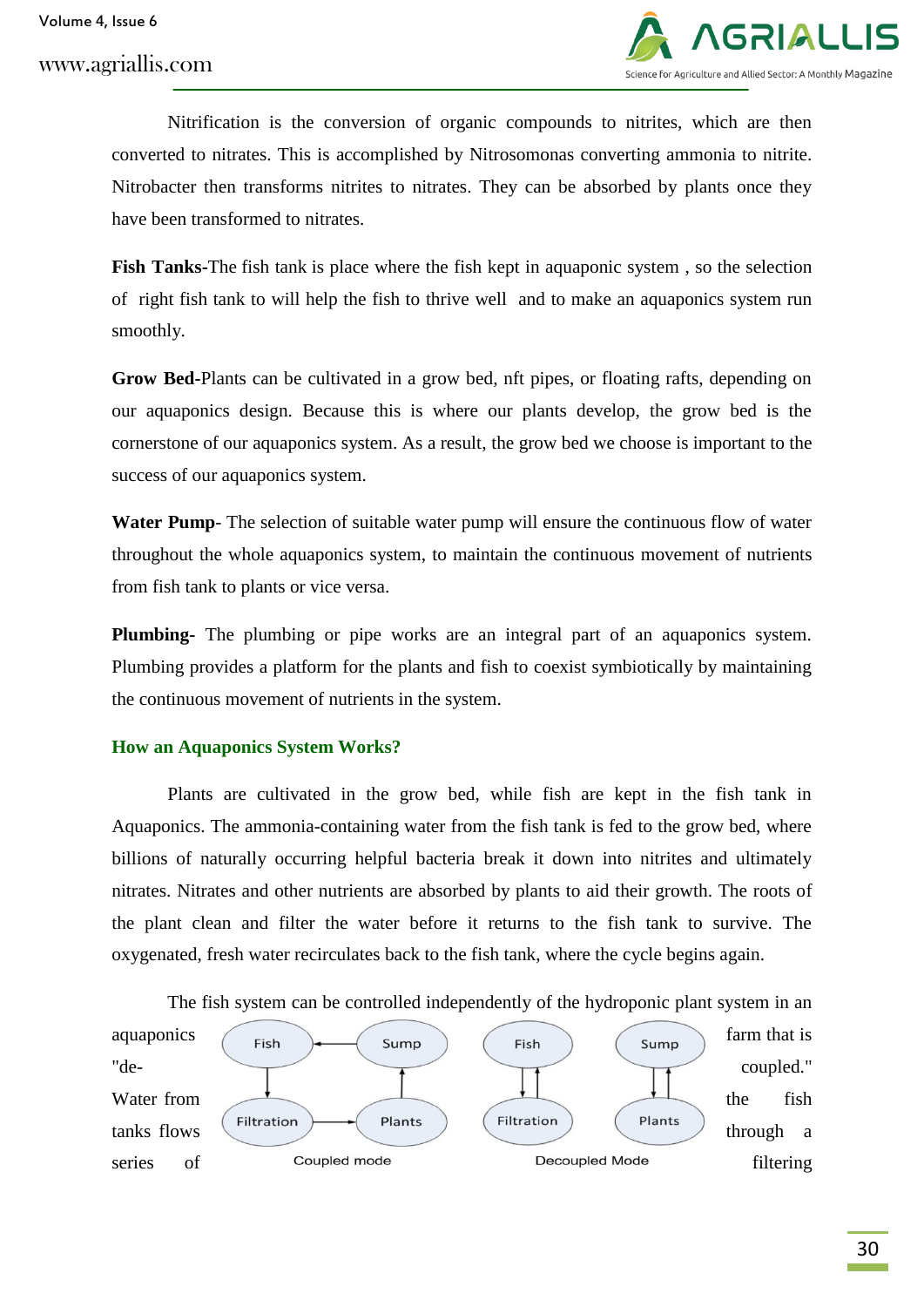Nitrification is the conversion of organic compounds to nitrites, which are then converted to nitrates. This is accomplished by Nitrosomonas converting ammonia to nitrite. Nitrobacter then transforms nitrites to nitrates. They can be absorbed by plants once they have been transformed to nitrates.

**Fish Tanks**-The fish tank is place where the fish kept in aquaponic system , so the selection of right fish tank to will help the fish to thrive well and to make an aquaponics system run smoothly.

**Grow Bed**-Plants can be cultivated in a grow bed, nft pipes, or floating rafts, depending on our aquaponics design. Because this is where our plants develop, the grow bed is the cornerstone of our aquaponics system. As a result, the grow bed we choose is important to the success of our aquaponics system.

**Water Pump**- The selection of suitable water pump will ensure the continuous flow of water throughout the whole aquaponics system, to maintain the continuous movement of nutrients from fish tank to plants or vice versa.

**Plumbing**- The plumbing or pipe works are an integral part of an aquaponics system. Plumbing provides a platform for the plants and fish to coexist symbiotically by maintaining the continuous movement of nutrients in the system.

## How an Aquaponics System Works?

Plants are cultivated in the grow bed, while fish are kept in the fish tank in Aquaponics. The ammonia-containing water from the fish tank is fed to the grow bed, where billions of naturally occurring helpful bacteria break it down into nitrites and ultimately nitrates. Nitrates and other nutrients are absorbed by plants to aid their growth. The roots of the plant clean and filter the water before it returns to the fish tank to survive. The oxygenated, fresh water recirculates back to the fish tank, where the cycle begins again.

The fish system can be controlled independently of the hydroponic plant system in an aquaponics farm that is "de-coupled." Water from the fish tanks flows through a series of filtering

Fish · Sump · Filtration · Plants — Coupled mode

Fish · Sump · Filtration · Plants — Decoupled Mode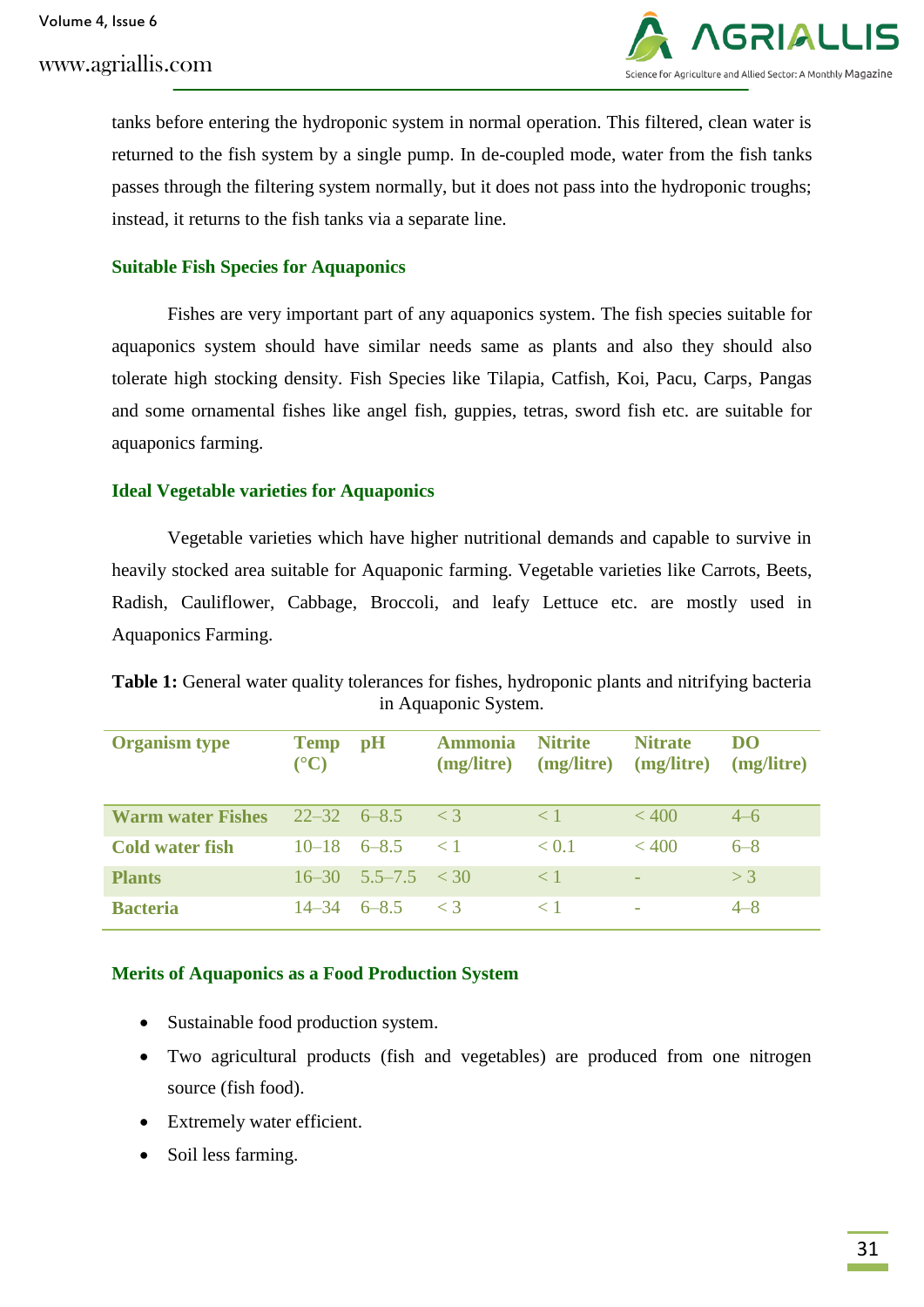tanks before entering the hydroponic system in normal operation. This filtered, clean water is returned to the fish system by a single pump. In de-coupled mode, water from the fish tanks passes through the filtering system normally, but it does not pass into the hydroponic troughs; instead, it returns to the fish tanks via a separate line.

### Suitable Fish Species for Aquaponics

Fishes are very important part of any aquaponics system. The fish species suitable for aquaponics system should have similar needs same as plants and also they should also tolerate high stocking density. Fish Species like Tilapia, Catfish, Koi, Pacu, Carps, Pangas and some ornamental fishes like angel fish, guppies, tetras, sword fish etc. are suitable for aquaponics farming.

### Ideal Vegetable varieties for Aquaponics

Vegetable varieties which have higher nutritional demands and capable to survive in heavily stocked area suitable for Aquaponic farming. Vegetable varieties like Carrots, Beets, Radish, Cauliflower, Cabbage, Broccoli, and leafy Lettuce etc. are mostly used in Aquaponics Farming.

**Table 1:** General water quality tolerances for fishes, hydroponic plants and nitrifying bacteria in Aquaponic System.

| Organism type | Temp (°C) | pH | Ammonia (mg/litre) | Nitrite (mg/litre) | Nitrate (mg/litre) | DO (mg/litre) |
|---|---|---|---|---|---|---|
| Warm water Fishes | 22–32 | 6–8.5 | < 3 | < 1 | < 400 | 4–6 |
| Cold water fish | 10–18 | 6–8.5 | < 1 | < 0.1 | < 400 | 6–8 |
| Plants | 16–30 | 5.5–7.5 | < 30 | < 1 | - | > 3 |
| Bacteria | 14–34 | 6–8.5 | < 3 | < 1 | - | 4–8 |

### Merits of Aquaponics as a Food Production System

- Sustainable food production system.
- Two agricultural products (fish and vegetables) are produced from one nitrogen source (fish food).
- Extremely water efficient.
- Soil less farming.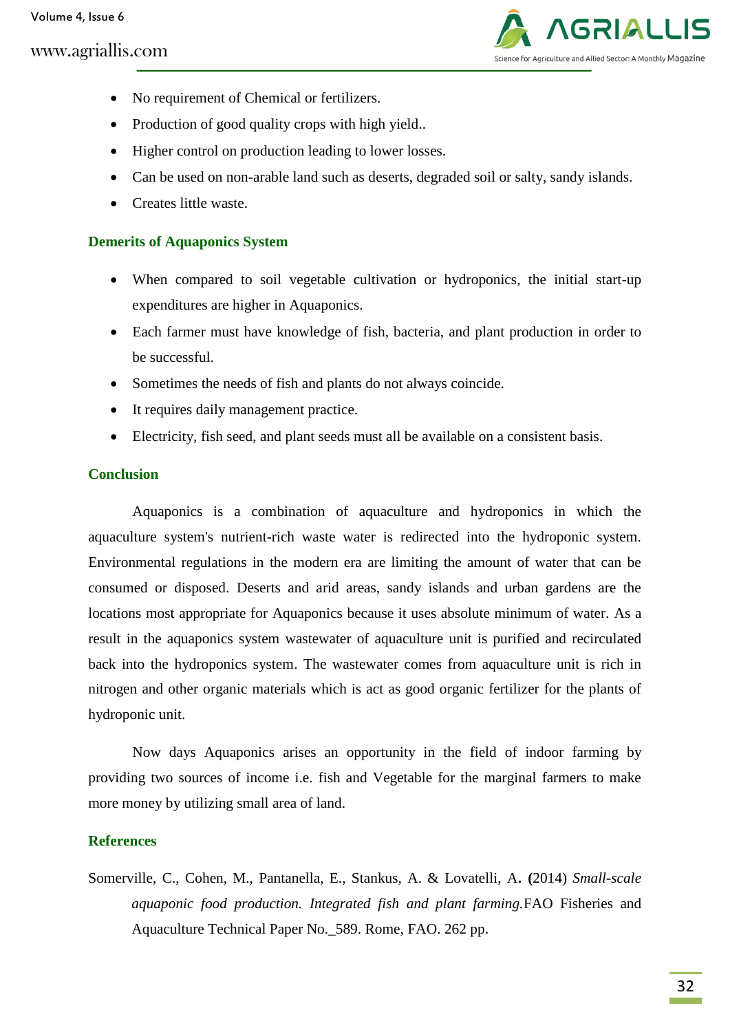- No requirement of Chemical or fertilizers.
- Production of good quality crops with high yield..
- Higher control on production leading to lower losses.
- Can be used on non-arable land such as deserts, degraded soil or salty, sandy islands.
- Creates little waste.

## Demerits of Aquaponics System

- When compared to soil vegetable cultivation or hydroponics, the initial start-up expenditures are higher in Aquaponics.
- Each farmer must have knowledge of fish, bacteria, and plant production in order to be successful.
- Sometimes the needs of fish and plants do not always coincide.
- It requires daily management practice.
- Electricity, fish seed, and plant seeds must all be available on a consistent basis.

## Conclusion

Aquaponics is a combination of aquaculture and hydroponics in which the aquaculture system's nutrient-rich waste water is redirected into the hydroponic system. Environmental regulations in the modern era are limiting the amount of water that can be consumed or disposed. Deserts and arid areas, sandy islands and urban gardens are the locations most appropriate for Aquaponics because it uses absolute minimum of water. As a result in the aquaponics system wastewater of aquaculture unit is purified and recirculated back into the hydroponics system. The wastewater comes from aquaculture unit is rich in nitrogen and other organic materials which is act as good organic fertilizer for the plants of hydroponic unit.

Now days Aquaponics arises an opportunity in the field of indoor farming by providing two sources of income i.e. fish and Vegetable for the marginal farmers to make more money by utilizing small area of land.

## References

Somerville, C., Cohen, M., Pantanella, E., Stankus, A. & Lovatelli, A**. (**2014) *Small-scale aquaponic food production. Integrated fish and plant farming.*FAO Fisheries and Aquaculture Technical Paper No._589. Rome, FAO. 262 pp.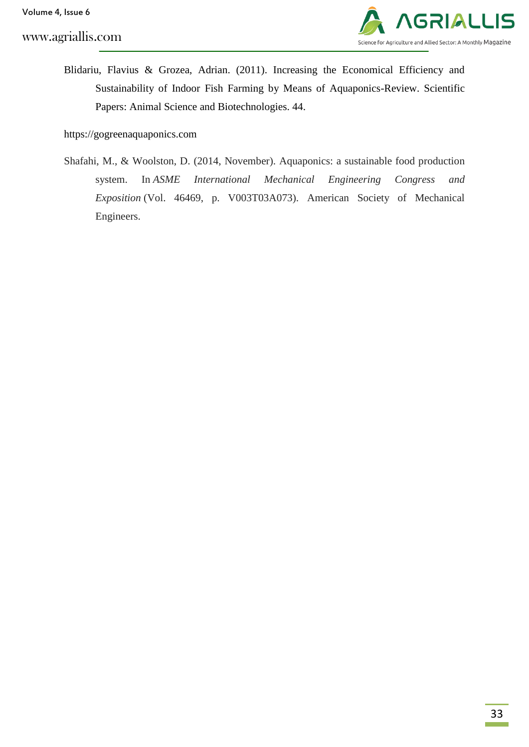Blidariu, Flavius & Grozea, Adrian. (2011). Increasing the Economical Efficiency and Sustainability of Indoor Fish Farming by Means of Aquaponics-Review. Scientific Papers: Animal Science and Biotechnologies. 44.

https://gogreenaquaponics.com

Shafahi, M., & Woolston, D. (2014, November). Aquaponics: a sustainable food production system. In *ASME International Mechanical Engineering Congress and Exposition* (Vol. 46469, p. V003T03A073). American Society of Mechanical Engineers.